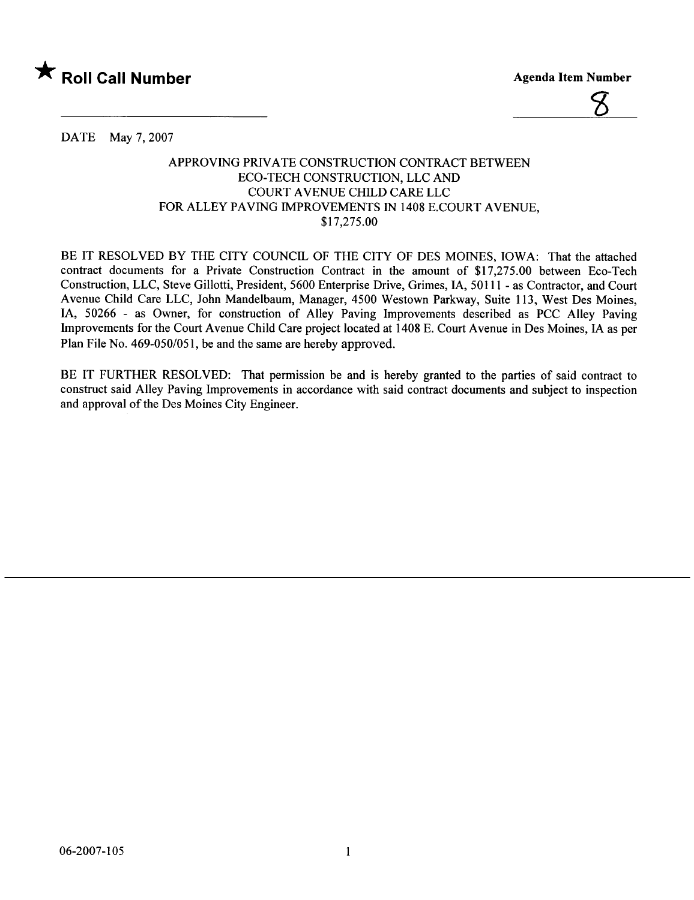★ **Roll Call Number**

**Agenda Item Number**

8

DATE May 7, 2007

APPROVING PRIVATE CONSTRUCTION CONTRACT BETWEEN
ECO-TECH CONSTRUCTION, LLC AND
COURT AVENUE CHILD CARE LLC
FOR ALLEY PAVING IMPROVEMENTS IN 1408 E.COURT AVENUE,
$17,275.00

BE IT RESOLVED BY THE CITY COUNCIL OF THE CITY OF DES MOINES, IOWA: That the attached contract documents for a Private Construction Contract in the amount of $17,275.00 between Eco-Tech Construction, LLC, Steve Gillotti, President, 5600 Enterprise Drive, Grimes, IA, 50111 - as Contractor, and Court Avenue Child Care LLC, John Mandelbaum, Manager, 4500 Westown Parkway, Suite 113, West Des Moines, IA, 50266 - as Owner, for construction of Alley Paving Improvements described as PCC Alley Paving Improvements for the Court Avenue Child Care project located at 1408 E. Court Avenue in Des Moines, IA as per Plan File No. 469-050/051, be and the same are hereby approved.

BE IT FURTHER RESOLVED: That permission be and is hereby granted to the parties of said contract to construct said Alley Paving Improvements in accordance with said contract documents and subject to inspection and approval of the Des Moines City Engineer.

06-2007-105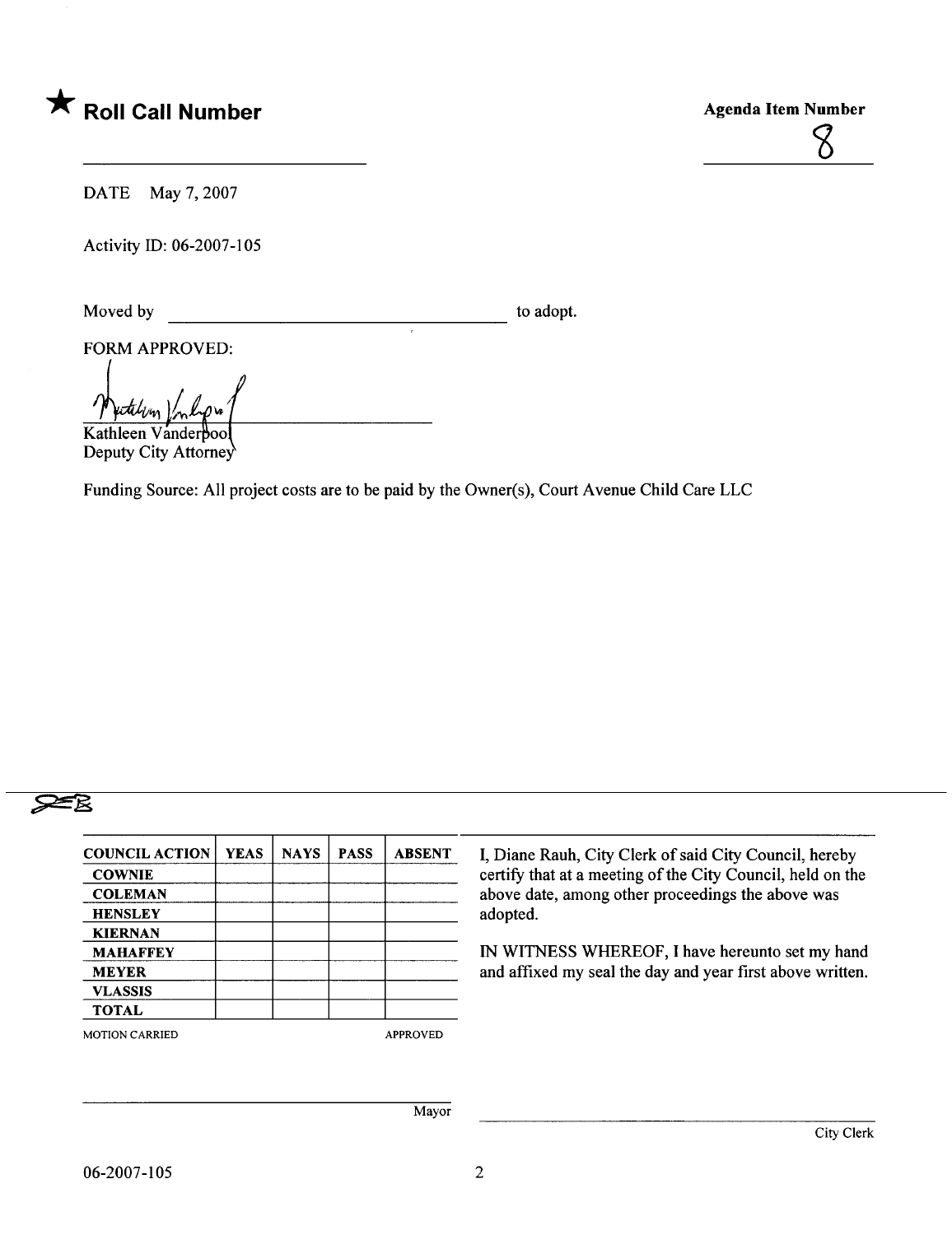# ★ Roll Call Number

**Agenda Item Number**

8

DATE May 7, 2007

Activity ID: 06-2007-105

Moved by ______________________________ to adopt.

FORM APPROVED:

Kathleen Vanderpool
Deputy City Attorney

Funding Source: All project costs are to be paid by the Owner(s), Court Avenue Child Care LLC

| COUNCIL ACTION | YEAS | NAYS | PASS | ABSENT |
|---|---|---|---|---|
| COWNIE | | | | |
| COLEMAN | | | | |
| HENSLEY | | | | |
| KIERNAN | | | | |
| MAHAFFEY | | | | |
| MEYER | | | | |
| VLASSIS | | | | |
| TOTAL | | | | |

MOTION CARRIED APPROVED

I, Diane Rauh, City Clerk of said City Council, hereby certify that at a meeting of the City Council, held on the above date, among other proceedings the above was adopted.

IN WITNESS WHEREOF, I have hereunto set my hand and affixed my seal the day and year first above written.

______________________________ Mayor

______________________________ City Clerk

06-2007-105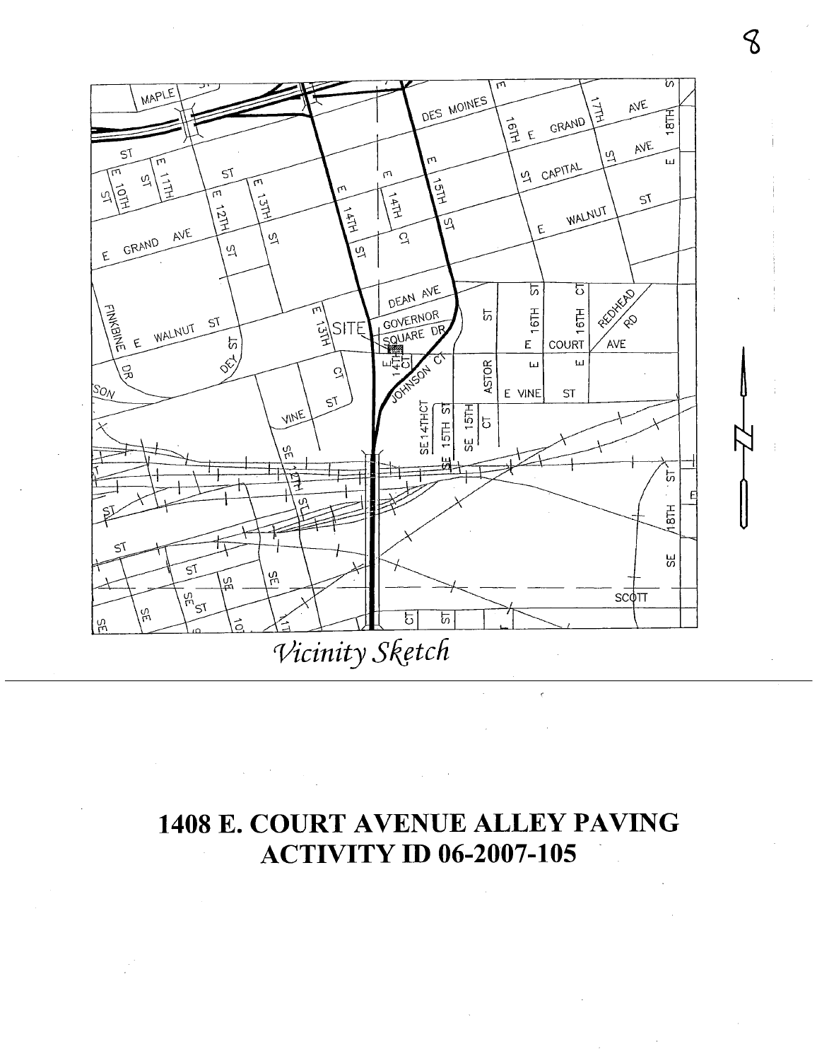*Vicinity Sketch*

# 1408 E. COURT AVENUE ALLEY PAVING
# ACTIVITY ID 06-2007-105